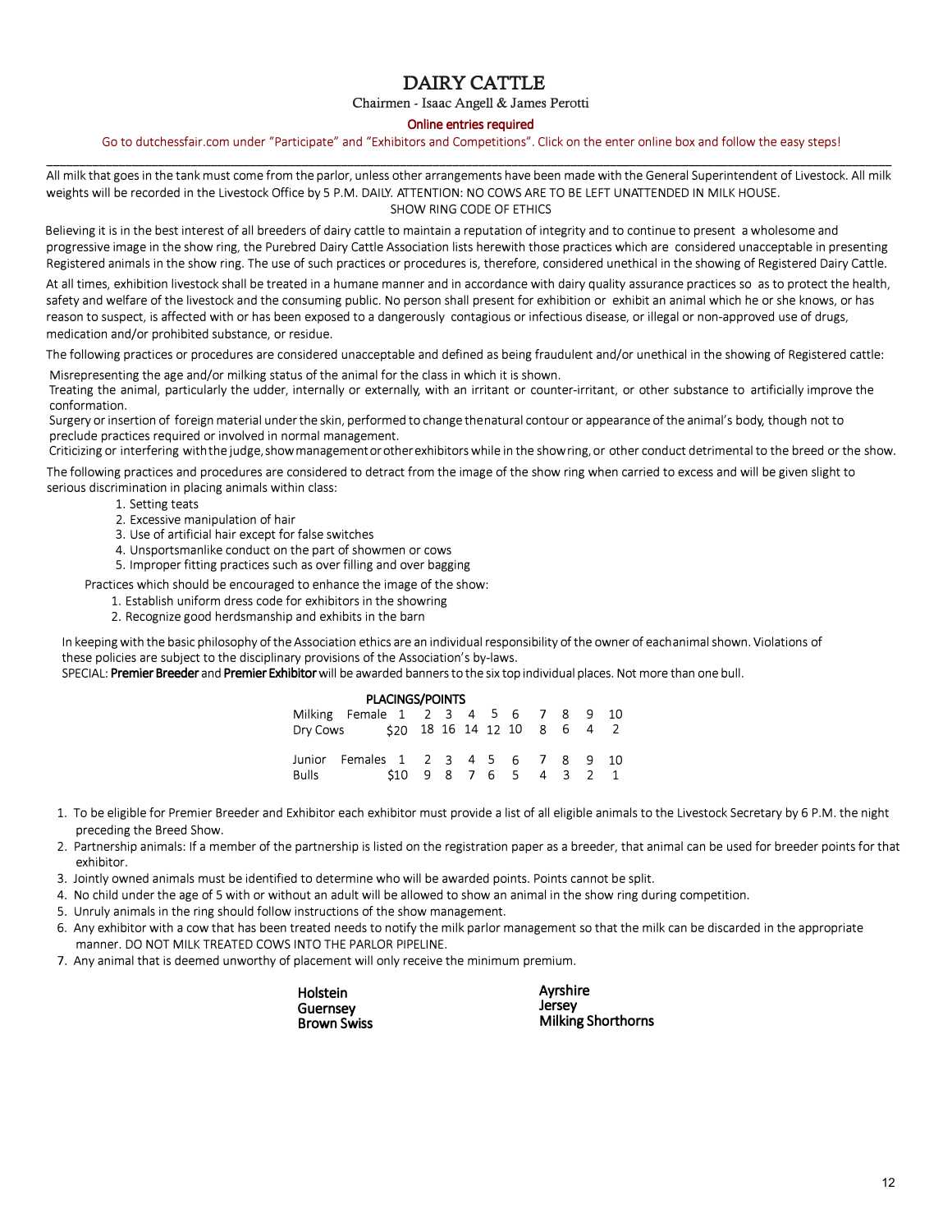# DAIRY CATTLE

Chairmen - Isaac Angell & James Perotti

**Online entries required**

Go to dutchessfair.com under "Participate" and "Exhibitors and Competitions". Click on the enter online box and follow the easy steps!

---

All milk that goes in the tank must come from the parlor, unless other arrangements have been made with the General Superintendent of Livestock. All milk weights will be recorded in the Livestock Office by 5 P.M. DAILY. ATTENTION: NO COWS ARE TO BE LEFT UNATTENDED IN MILK HOUSE.

SHOW RING CODE OF ETHICS

Believing it is in the best interest of all breeders of dairy cattle to maintain a reputation of integrity and to continue to present a wholesome and progressive image in the show ring, the Purebred Dairy Cattle Association lists herewith those practices which are considered unacceptable in presenting Registered animals in the show ring. The use of such practices or procedures is, therefore, considered unethical in the showing of Registered Dairy Cattle.

At all times, exhibition livestock shall be treated in a humane manner and in accordance with dairy quality assurance practices so as to protect the health, safety and welfare of the livestock and the consuming public. No person shall present for exhibition or exhibit an animal which he or she knows, or has reason to suspect, is affected with or has been exposed to a dangerously contagious or infectious disease, or illegal or non-approved use of drugs, medication and/or prohibited substance, or residue.

The following practices or procedures are considered unacceptable and defined as being fraudulent and/or unethical in the showing of Registered cattle:

Misrepresenting the age and/or milking status of the animal for the class in which it is shown.

Treating the animal, particularly the udder, internally or externally, with an irritant or counter-irritant, or other substance to artificially improve the conformation.

Surgery or insertion of foreign material under the skin, performed to change the natural contour or appearance of the animal's body, though not to preclude practices required or involved in normal management.

Criticizing or interfering with the judge, show management or other exhibitors while in the show ring, or other conduct detrimental to the breed or the show.

The following practices and procedures are considered to detract from the image of the show ring when carried to excess and will be given slight to serious discrimination in placing animals within class:

1. Setting teats
2. Excessive manipulation of hair
3. Use of artificial hair except for false switches
4. Unsportsmanlike conduct on the part of showmen or cows
5. Improper fitting practices such as over filling and over bagging

Practices which should be encouraged to enhance the image of the show:

1. Establish uniform dress code for exhibitors in the showring
2. Recognize good herdsmanship and exhibits in the barn

In keeping with the basic philosophy of the Association ethics are an individual responsibility of the owner of each animal shown. Violations of these policies are subject to the disciplinary provisions of the Association's by-laws.

SPECIAL: **Premier Breeder** and **Premier Exhibitor** will be awarded banners to the six top individual places. Not more than one bull.

**PLACINGS/POINTS**

| Milking Female / Dry Cows | 1 | 2 | 3 | 4 | 5 | 6 | 7 | 8 | 9 | 10 |
|---|---|---|---|---|---|---|---|---|---|---|
| | $20 | 18 | 16 | 14 | 12 | 10 | 8 | 6 | 4 | 2 |

| Junior Females / Bulls | 1 | 2 | 3 | 4 | 5 | 6 | 7 | 8 | 9 | 10 |
|---|---|---|---|---|---|---|---|---|---|---|
| | $10 | 9 | 8 | 7 | 6 | 5 | 4 | 3 | 2 | 1 |

1. To be eligible for Premier Breeder and Exhibitor each exhibitor must provide a list of all eligible animals to the Livestock Secretary by 6 P.M. the night preceding the Breed Show.
2. Partnership animals: If a member of the partnership is listed on the registration paper as a breeder, that animal can be used for breeder points for that exhibitor.
3. Jointly owned animals must be identified to determine who will be awarded points. Points cannot be split.
4. No child under the age of 5 with or without an adult will be allowed to show an animal in the show ring during competition.
5. Unruly animals in the ring should follow instructions of the show management.
6. Any exhibitor with a cow that has been treated needs to notify the milk parlor management so that the milk can be discarded in the appropriate manner. DO NOT MILK TREATED COWS INTO THE PARLOR PIPELINE.
7. Any animal that is deemed unworthy of placement will only receive the minimum premium.

**Holstein**
**Guernsey**
**Brown Swiss**
**Ayrshire**
**Jersey**
**Milking Shorthorns**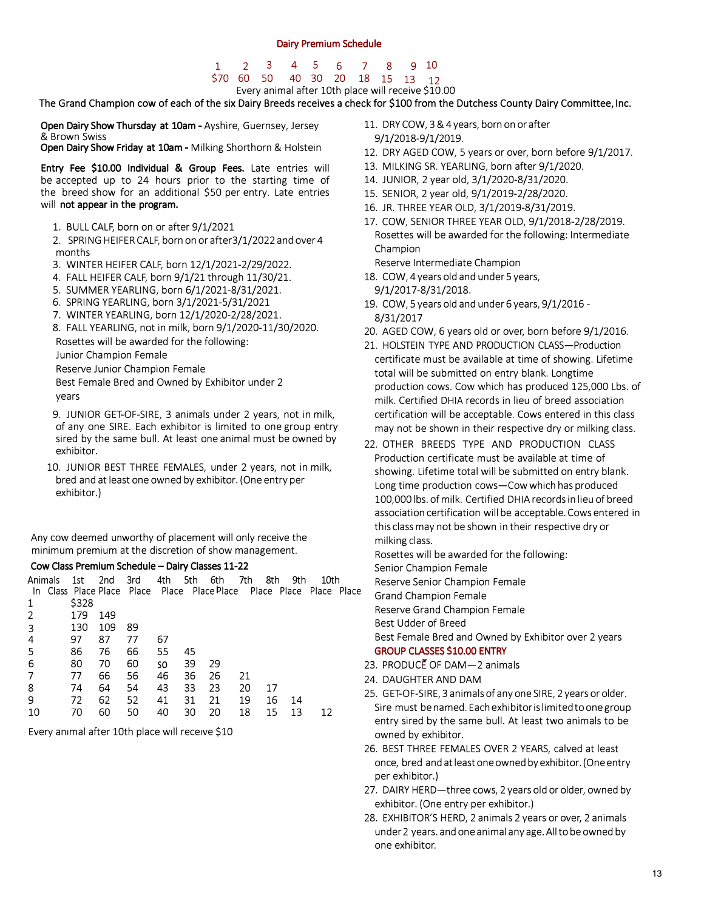## Dairy Premium Schedule

| 1 | 2 | 3 | 4 | 5 | 6 | 7 | 8 | 9 | 10 |
|---|---|---|---|---|---|---|---|---|---|
| $70 | 60 | 50 | 40 | 30 | 20 | 18 | 15 | 13 | 12 |

Every animal after 10th place will receive $10.00

The Grand Champion cow of each of the six Dairy Breeds receives a check for $100 from the Dutchess County Dairy Committee, Inc.

**Open Dairy Show Thursday at 10am -** Ayshire, Guernsey, Jersey & Brown Swiss
**Open Dairy Show Friday at 10am -** Milking Shorthorn & Holstein

**Entry Fee $10.00 Individual & Group Fees.** Late entries will be accepted up to 24 hours prior to the starting time of the breed show for an additional $50 per entry. Late entries will **not appear in the program.**

1. BULL CALF, born on or after 9/1/2021
2. SPRING HEIFER CALF, born on or after3/1/2022 and over 4 months
3. WINTER HEIFER CALF, born 12/1/2021-2/29/2022.
4. FALL HEIFER CALF, born 9/1/21 through 11/30/21.
5. SUMMER YEARLING, born 6/1/2021-8/31/2021.
6. SPRING YEARLING, born 3/1/2021-5/31/2021
7. WINTER YEARLING, born 12/1/2020-2/28/2021.
8. FALL YEARLING, not in milk, born 9/1/2020-11/30/2020.
   Rosettes will be awarded for the following:
   Junior Champion Female
   Reserve Junior Champion Female
   Best Female Bred and Owned by Exhibitor under 2 years
9. JUNIOR GET-OF-SIRE, 3 animals under 2 years, not in milk, of any one SIRE. Each exhibitor is limited to one group entry sired by the same bull. At least one animal must be owned by exhibitor.
10. JUNIOR BEST THREE FEMALES, under 2 years, not in milk, bred and at least one owned by exhibitor. (One entry per exhibitor.)

Any cow deemed unworthy of placement will only receive the minimum premium at the discretion of show management.

### Cow Class Premium Schedule – Dairy Classes 11-22

| Animals In Class | 1st Place | 2nd Place | 3rd Place | 4th Place | 5th Place | 6th Place | 7th Place | 8th Place | 9th Place | 10th Place |
|---|---|---|---|---|---|---|---|---|---|---|
| 1 | $328 | | | | | | | | | |
| 2 | 179 | 149 | | | | | | | | |
| 3 | 130 | 109 | 89 | | | | | | | |
| 4 | 97 | 87 | 77 | 67 | | | | | | |
| 5 | 86 | 76 | 66 | 55 | 45 | | | | | |
| 6 | 80 | 70 | 60 | so | 39 | 29 | | | | |
| 7 | 77 | 66 | 56 | 46 | 36 | 26 | 21 | | | |
| 8 | 74 | 64 | 54 | 43 | 33 | 23 | 20 | 17 | | |
| 9 | 72 | 62 | 52 | 41 | 31 | 21 | 19 | 16 | 14 | |
| 10 | 70 | 60 | 50 | 40 | 30 | 20 | 18 | 15 | 13 | 12 |

Every animal after 10th place will receive $10

11. DRY COW, 3 & 4 years, born on or after 9/1/2018-9/1/2019.
12. DRY AGED COW, 5 years or over, born before 9/1/2017.
13. MILKING SR. YEARLING, born after 9/1/2020.
14. JUNIOR, 2 year old, 3/1/2020-8/31/2020.
15. SENIOR, 2 year old, 9/1/2019-2/28/2020.
16. JR. THREE YEAR OLD, 3/1/2019-8/31/2019.
17. COW, SENIOR THREE YEAR OLD, 9/1/2018-2/28/2019.
    Rosettes will be awarded for the following: Intermediate Champion
    Reserve Intermediate Champion
18. COW, 4 years old and under 5 years, 9/1/2017-8/31/2018.
19. COW, 5 years old and under 6 years, 9/1/2016 - 8/31/2017
20. AGED COW, 6 years old or over, born before 9/1/2016.
21. HOLSTEIN TYPE AND PRODUCTION CLASS—Production certificate must be available at time of showing. Lifetime total will be submitted on entry blank. Longtime production cows. Cow which has produced 125,000 Lbs. of milk. Certified DHIA records in lieu of breed association certification will be acceptable. Cows entered in this class may not be shown in their respective dry or milking class.
22. OTHER BREEDS TYPE AND PRODUCTION CLASS Production certificate must be available at time of showing. Lifetime total will be submitted on entry blank. Long time production cows—Cow which has produced 100,000 lbs. of milk. Certified DHIA records in lieu of breed association certification will be acceptable. Cows entered in this class may not be shown in their respective dry or milking class.
    Rosettes will be awarded for the following:
    Senior Champion Female
    Reserve Senior Champion Female
    Grand Champion Female
    Reserve Grand Champion Female
    Best Udder of Breed
    Best Female Bred and Owned by Exhibitor over 2 years

**GROUP CLASSES $10.00 ENTRY**

23. PRODUCE OF DAM—2 animals
24. DAUGHTER AND DAM
25. GET-OF-SIRE, 3 animals of any one SIRE, 2 years or older. Sire must be named. Each exhibitor is limited to one group entry sired by the same bull. At least two animals to be owned by exhibitor.
26. BEST THREE FEMALES OVER 2 YEARS, calved at least once, bred and at least one owned by exhibitor. (One entry per exhibitor.)
27. DAIRY HERD—three cows, 2 years old or older, owned by exhibitor. (One entry per exhibitor.)
28. EXHIBITOR'S HERD, 2 animals 2 years or over, 2 animals under 2 years. and one animal any age. All to be owned by one exhibitor.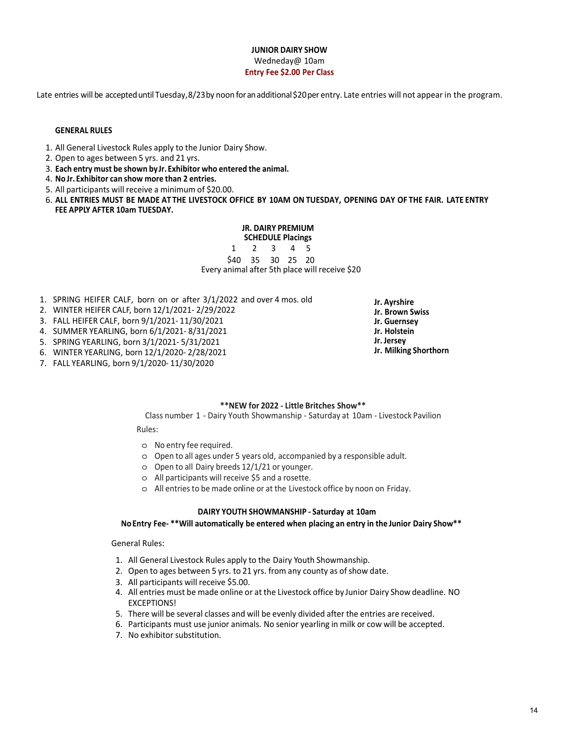# JUNIOR DAIRY SHOW

Wedneday@ 10am

**Entry Fee $2.00 Per Class**

Late entries will be accepted until Tuesday, 8/23 by noon for an additional $20 per entry. Late entries will not appear in the program.

**GENERAL RULES**

1. All General Livestock Rules apply to the Junior Dairy Show.
2. Open to ages between 5 yrs. and 21 yrs.
3. **Each entry must be shown by Jr. Exhibitor who entered the animal.**
4. **No Jr. Exhibitor can show more than 2 entries.**
5. All participants will receive a minimum of $20.00.
6. **ALL ENTRIES MUST BE MADE AT THE LIVESTOCK OFFICE BY 10AM ON TUESDAY, OPENING DAY OF THE FAIR. LATE ENTRY FEE APPLY AFTER 10am TUESDAY.**

**JR. DAIRY PREMIUM SCHEDULE Placings**

| 1 | 2 | 3 | 4 | 5 |
|---|---|---|---|---|
| $40 | 35 | 30 | 25 | 20 |

Every animal after 5th place will receive $20

1. SPRING HEIFER CALF, born on or after 3/1/2022 and over 4 mos. old
2. WINTER HEIFER CALF, born 12/1/2021- 2/29/2022
3. FALL HEIFER CALF, born 9/1/2021- 11/30/2021
4. SUMMER YEARLING, born 6/1/2021- 8/31/2021
5. SPRING YEARLING, born 3/1/2021- 5/31/2021
6. WINTER YEARLING, born 12/1/2020- 2/28/2021
7. FALL YEARLING, born 9/1/2020- 11/30/2020

**Jr. Ayrshire**
**Jr. Brown Swiss**
**Jr. Guernsey**
**Jr. Holstein**
**Jr. Jersey**
**Jr. Milking Shorthorn**

**\*\*NEW for 2022 - Little Britches Show\*\***

Class number 1 - Dairy Youth Showmanship - Saturday at 10am - Livestock Pavilion

Rules:

- No entry fee required.
- Open to all ages under 5 years old, accompanied by a responsible adult.
- Open to all Dairy breeds 12/1/21 or younger.
- All participants will receive $5 and a rosette.
- All entries to be made online or at the Livestock office by noon on Friday.

**DAIRY YOUTH SHOWMANSHIP - Saturday at 10am**

**No Entry Fee- \*\*Will automatically be entered when placing an entry in the Junior Dairy Show\*\***

General Rules:

1. All General Livestock Rules apply to the Dairy Youth Showmanship.
2. Open to ages between 5 yrs. to 21 yrs. from any county as of show date.
3. All participants will receive $5.00.
4. All entries must be made online or at the Livestock office by Junior Dairy Show deadline. NO EXCEPTIONS!
5. There will be several classes and will be evenly divided after the entries are received.
6. Participants must use junior animals. No senior yearling in milk or cow will be accepted.
7. No exhibitor substitution.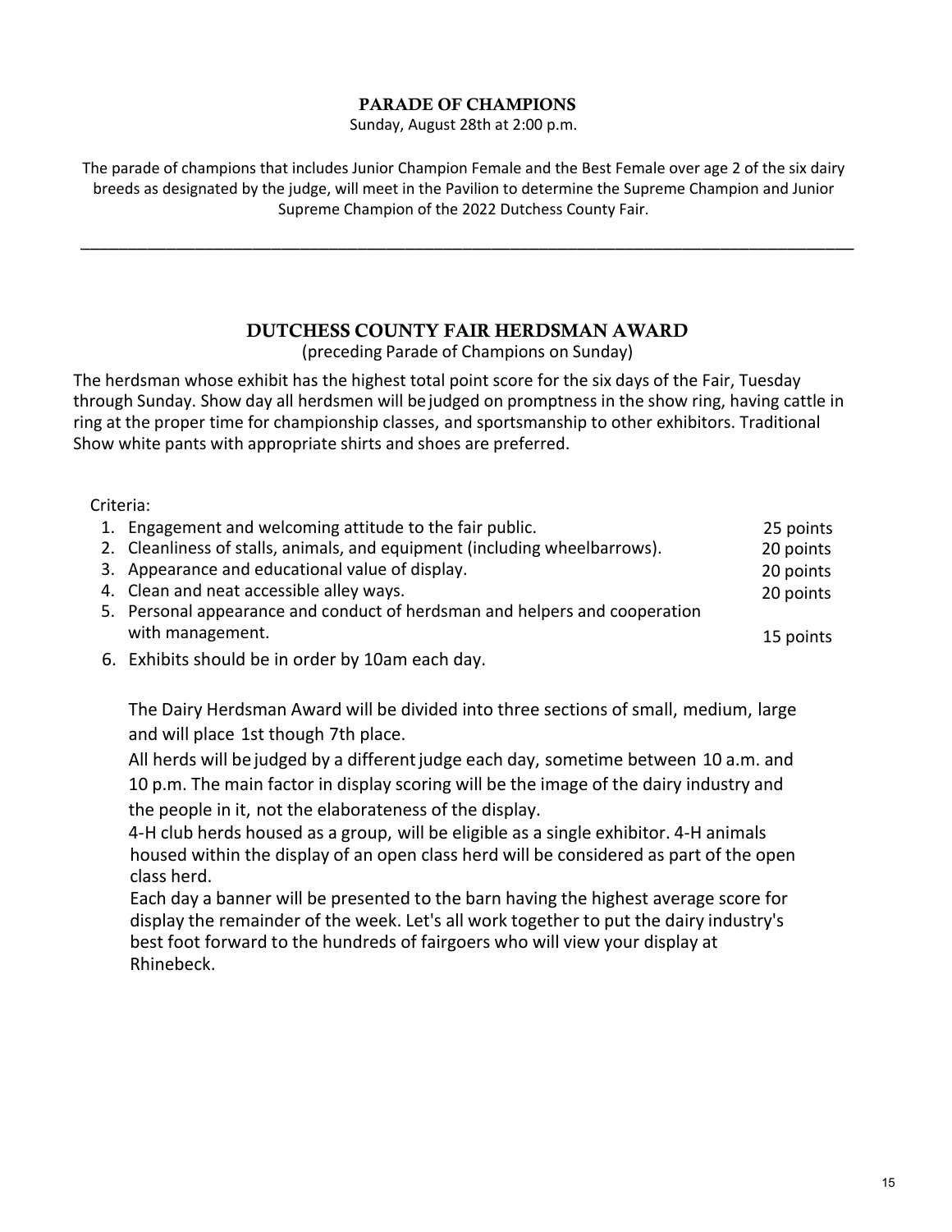## PARADE OF CHAMPIONS

Sunday, August 28th at 2:00 p.m.

The parade of champions that includes Junior Champion Female and the Best Female over age 2 of the six dairy breeds as designated by the judge, will meet in the Pavilion to determine the Supreme Champion and Junior Supreme Champion of the 2022 Dutchess County Fair.

---

## DUTCHESS COUNTY FAIR HERDSMAN AWARD

(preceding Parade of Champions on Sunday)

The herdsman whose exhibit has the highest total point score for the six days of the Fair, Tuesday through Sunday. Show day all herdsmen will be judged on promptness in the show ring, having cattle in ring at the proper time for championship classes, and sportsmanship to other exhibitors. Traditional Show white pants with appropriate shirts and shoes are preferred.

Criteria:

1. Engagement and welcoming attitude to the fair public. — 25 points
2. Cleanliness of stalls, animals, and equipment (including wheelbarrows). — 20 points
3. Appearance and educational value of display. — 20 points
4. Clean and neat accessible alley ways. — 20 points
5. Personal appearance and conduct of herdsman and helpers and cooperation with management. — 15 points
6. Exhibits should be in order by 10am each day.

The Dairy Herdsman Award will be divided into three sections of small, medium, large and will place 1st though 7th place.

All herds will be judged by a different judge each day, sometime between 10 a.m. and 10 p.m. The main factor in display scoring will be the image of the dairy industry and the people in it, not the elaborateness of the display.

4-H club herds housed as a group, will be eligible as a single exhibitor. 4-H animals housed within the display of an open class herd will be considered as part of the open class herd.

Each day a banner will be presented to the barn having the highest average score for display the remainder of the week. Let's all work together to put the dairy industry's best foot forward to the hundreds of fairgoers who will view your display at Rhinebeck.